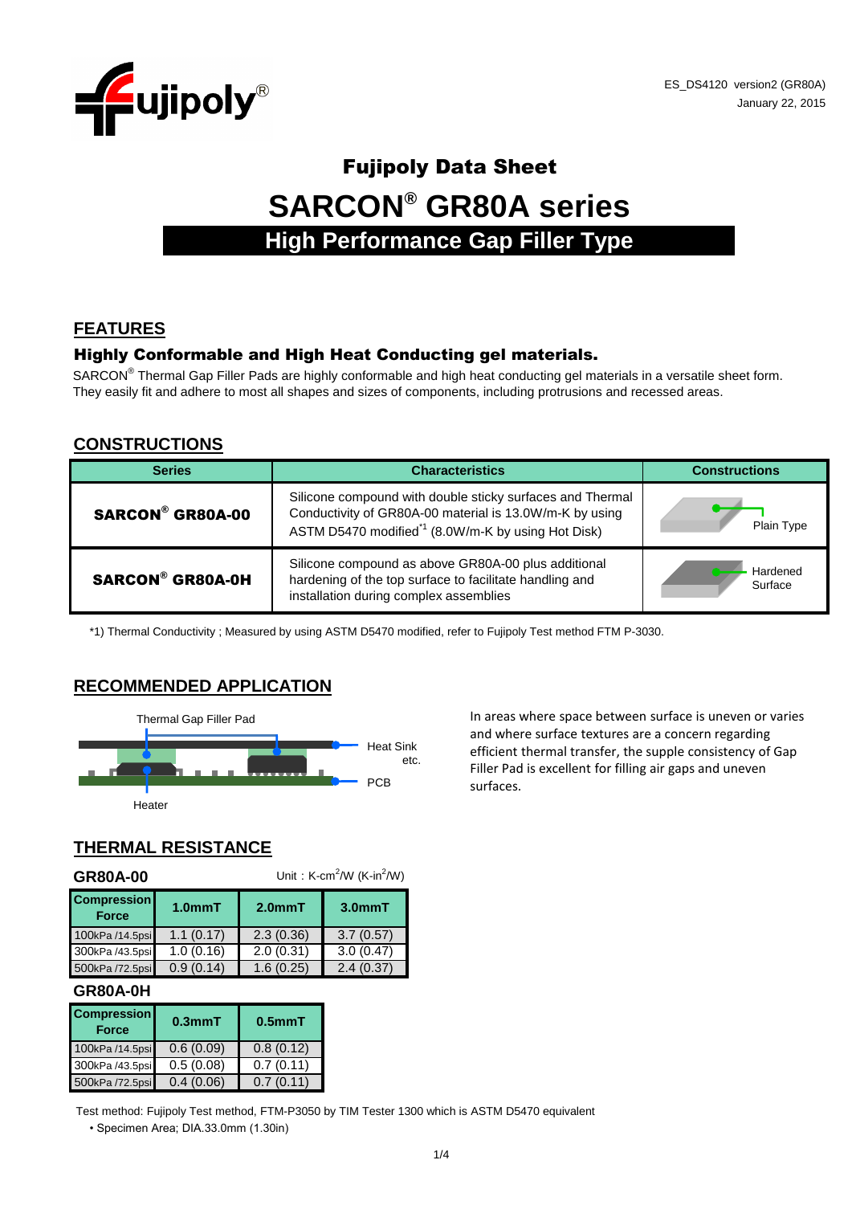ES_DS4120 version2 (GR80A)
January 22, 2015

# Fujipoly Data Sheet

# SARCON® GR80A series

## High Performance Gap Filler Type

## FEATURES

### Highly Conformable and High Heat Conducting gel materials.

SARCON® Thermal Gap Filler Pads are highly conformable and high heat conducting gel materials in a versatile sheet form. They easily fit and adhere to most all shapes and sizes of components, including protrusions and recessed areas.

## CONSTRUCTIONS

| Series | Characteristics | Constructions |
|---|---|---|
| **SARCON® GR80A-00** | Silicone compound with double sticky surfaces and Thermal Conductivity of GR80A-00 material is 13.0W/m-K by using ASTM D5470 modified[*1] (8.0W/m-K by using Hot Disk) | Plain Type |
| **SARCON® GR80A-0H** | Silicone compound as above GR80A-00 plus additional hardening of the top surface to facilitate handling and installation during complex assemblies | Hardened Surface |

*1) Thermal Conductivity ; Measured by using ASTM D5470 modified, refer to Fujipoly Test method FTM P-3030.

## RECOMMENDED APPLICATION

Thermal Gap Filler Pad

Heat Sink etc.

PCB

Heater

In areas where space between surface is uneven or varies and where surface textures are a concern regarding efficient thermal transfer, the supple consistency of Gap Filler Pad is excellent for filling air gaps and uneven surfaces.

## THERMAL RESISTANCE

**GR80A-00** Unit : K-cm$^2$/W (K-in$^2$/W)

| Compression Force | 1.0mmT | 2.0mmT | 3.0mmT |
|---|---|---|---|
| 100kPa /14.5psi | 1.1 (0.17) | 2.3 (0.36) | 3.7 (0.57) |
| 300kPa /43.5psi | 1.0 (0.16) | 2.0 (0.31) | 3.0 (0.47) |
| 500kPa /72.5psi | 0.9 (0.14) | 1.6 (0.25) | 2.4 (0.37) |

**GR80A-0H**

| Compression Force | 0.3mmT | 0.5mmT |
|---|---|---|
| 100kPa /14.5psi | 0.6 (0.09) | 0.8 (0.12) |
| 300kPa /43.5psi | 0.5 (0.08) | 0.7 (0.11) |
| 500kPa /72.5psi | 0.4 (0.06) | 0.7 (0.11) |

Test method: Fujipoly Test method, FTM-P3050 by TIM Tester 1300 which is ASTM D5470 equivalent

• Specimen Area; DIA.33.0mm (1.30in)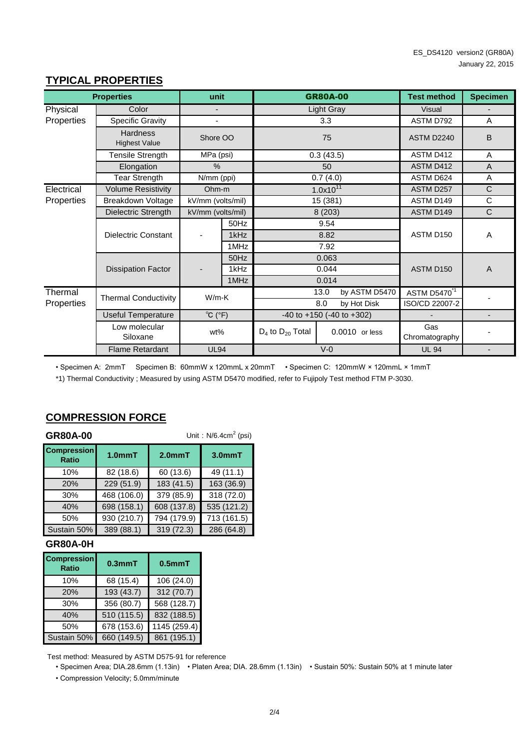ES_DS4120 version2 (GR80A)
January 22, 2015

## TYPICAL PROPERTIES

| Properties | | unit | | GR80A-00 | | Test method | Specimen |
|---|---|---|---|---|---|---|---|
| Physical Properties | Color | - | | Light Gray | | Visual | - |
| | Specific Gravity | - | | 3.3 | | ASTM D792 | A |
| | Hardness Highest Value | Shore OO | | 75 | | ASTM D2240 | B |
| | Tensile Strength | MPa (psi) | | 0.3 (43.5) | | ASTM D412 | A |
| | Elongation | % | | 50 | | ASTM D412 | A |
| | Tear Strength | N/mm (ppi) | | 0.7 (4.0) | | ASTM D624 | A |
| Electrical Properties | Volume Resistivity | Ohm-m | | $1.0x10^{11}$ | | ASTM D257 | C |
| | Breakdown Voltage | kV/mm (volts/mil) | | 15 (381) | | ASTM D149 | C |
| | Dielectric Strength | kV/mm (volts/mil) | | 8 (203) | | ASTM D149 | C |
| | Dielectric Constant | - | 50Hz | 9.54 | | ASTM D150 | A |
| | | | 1kHz | 8.82 | | | |
| | | | 1MHz | 7.92 | | | |
| | Dissipation Factor | - | 50Hz | 0.063 | | ASTM D150 | A |
| | | | 1kHz | 0.044 | | | |
| | | | 1MHz | 0.014 | | | |
| Thermal Properties | Thermal Conductivity | W/m-K | | 13.0 | by ASTM D5470 | ASTM D5470 [*1] | - |
| | | | | 8.0 | by Hot Disk | ISO/CD 22007-2 | |
| | Useful Temperature | ℃ (°F) | | -40 to +150 (-40 to +302) | | - | - |
| | Low molecular Siloxane | wt% | | $D_4$ to $D_{20}$ Total | 0.0010 or less | Gas Chromatography | - |
| | Flame Retardant | UL94 | | V-0 | | UL 94 | - |

• Specimen A: 2mmT  Specimen B: 60mmW x 120mmL x 20mmT  • Specimen C: 120mmW × 120mmL × 1mmT

*1) Thermal Conductivity ; Measured by using ASTM D5470 modified, refer to Fujipoly Test method FTM P-3030.

## COMPRESSION FORCE

### GR80A-00

Unit：N/6.4cm$^2$ (psi)

| Compression Ratio | 1.0mmT | 2.0mmT | 3.0mmT |
|---|---|---|---|
| 10% | 82 (18.6) | 60 (13.6) | 49 (11.1) |
| 20% | 229 (51.9) | 183 (41.5) | 163 (36.9) |
| 30% | 468 (106.0) | 379 (85.9) | 318 (72.0) |
| 40% | 698 (158.1) | 608 (137.8) | 535 (121.2) |
| 50% | 930 (210.7) | 794 (179.9) | 713 (161.5) |
| Sustain 50% | 389 (88.1) | 319 (72.3) | 286 (64.8) |

### GR80A-0H

| Compression Ratio | 0.3mmT | 0.5mmT |
|---|---|---|
| 10% | 68 (15.4) | 106 (24.0) |
| 20% | 193 (43.7) | 312 (70.7) |
| 30% | 356 (80.7) | 568 (128.7) |
| 40% | 510 (115.5) | 832 (188.5) |
| 50% | 678 (153.6) | 1145 (259.4) |
| Sustain 50% | 660 (149.5) | 861 (195.1) |

Test method: Measured by ASTM D575-91 for reference

• Specimen Area; DIA.28.6mm (1.13in)  • Platen Area; DIA. 28.6mm (1.13in)  • Sustain 50%: Sustain 50% at 1 minute later

• Compression Velocity; 5.0mm/minute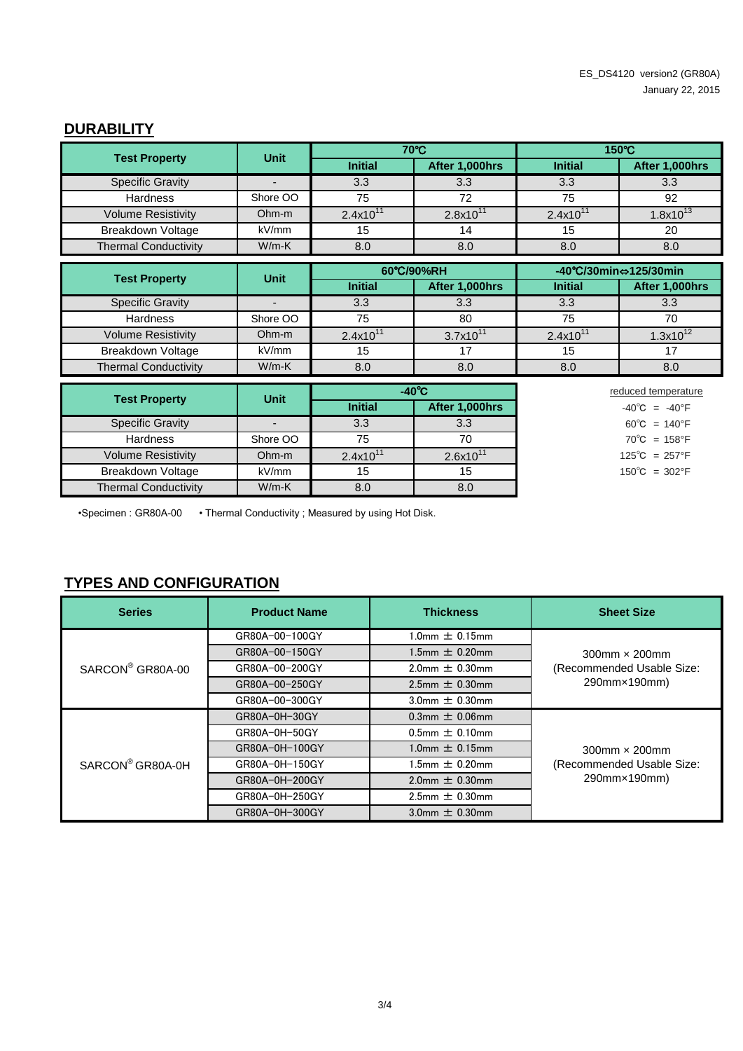## DURABILITY

| Test Property | Unit | 70℃ | | 150℃ | |
|---|---|---|---|---|---|
| | | Initial | After 1,000hrs | Initial | After 1,000hrs |
| Specific Gravity | - | 3.3 | 3.3 | 3.3 | 3.3 |
| Hardness | Shore OO | 75 | 72 | 75 | 92 |
| Volume Resistivity | Ohm-m | $2.4x10^{11}$ | $2.8x10^{11}$ | $2.4x10^{11}$ | $1.8x10^{13}$ |
| Breakdown Voltage | kV/mm | 15 | 14 | 15 | 20 |
| Thermal Conductivity | W/m-K | 8.0 | 8.0 | 8.0 | 8.0 |

| Test Property | Unit | 60℃/90%RH | | -40℃/30min⇔125/30min | |
|---|---|---|---|---|---|
| | | Initial | After 1,000hrs | Initial | After 1,000hrs |
| Specific Gravity | - | 3.3 | 3.3 | 3.3 | 3.3 |
| Hardness | Shore OO | 75 | 80 | 75 | 70 |
| Volume Resistivity | Ohm-m | $2.4x10^{11}$ | $3.7x10^{11}$ | $2.4x10^{11}$ | $1.3x10^{12}$ |
| Breakdown Voltage | kV/mm | 15 | 17 | 15 | 17 |
| Thermal Conductivity | W/m-K | 8.0 | 8.0 | 8.0 | 8.0 |

| Test Property | Unit | -40℃ | |
|---|---|---|---|
| | | Initial | After 1,000hrs |
| Specific Gravity | - | 3.3 | 3.3 |
| Hardness | Shore OO | 75 | 70 |
| Volume Resistivity | Ohm-m | $2.4x10^{11}$ | $2.6x10^{11}$ |
| Breakdown Voltage | kV/mm | 15 | 15 |
| Thermal Conductivity | W/m-K | 8.0 | 8.0 |

reduced temperature

- -40℃ = -40°F
- 60℃ = 140°F
- 70℃ = 158°F
- 125℃ = 257°F
- 150℃ = 302°F

•Specimen : GR80A-00 • Thermal Conductivity ; Measured by using Hot Disk.

## TYPES AND CONFIGURATION

| Series | Product Name | Thickness | Sheet Size |
|---|---|---|---|
| SARCON® GR80A-00 | GR80A-00-100GY | 1.0mm ± 0.15mm | 300mm × 200mm (Recommended Usable Size: 290mm×190mm) |
| | GR80A-00-150GY | 1.5mm ± 0.20mm | |
| | GR80A-00-200GY | 2.0mm ± 0.30mm | |
| | GR80A-00-250GY | 2.5mm ± 0.30mm | |
| | GR80A-00-300GY | 3.0mm ± 0.30mm | |
| SARCON® GR80A-0H | GR80A-0H-30GY | 0.3mm ± 0.06mm | 300mm × 200mm (Recommended Usable Size: 290mm×190mm) |
| | GR80A-0H-50GY | 0.5mm ± 0.10mm | |
| | GR80A-0H-100GY | 1.0mm ± 0.15mm | |
| | GR80A-0H-150GY | 1.5mm ± 0.20mm | |
| | GR80A-0H-200GY | 2.0mm ± 0.30mm | |
| | GR80A-0H-250GY | 2.5mm ± 0.30mm | |
| | GR80A-0H-300GY | 3.0mm ± 0.30mm | |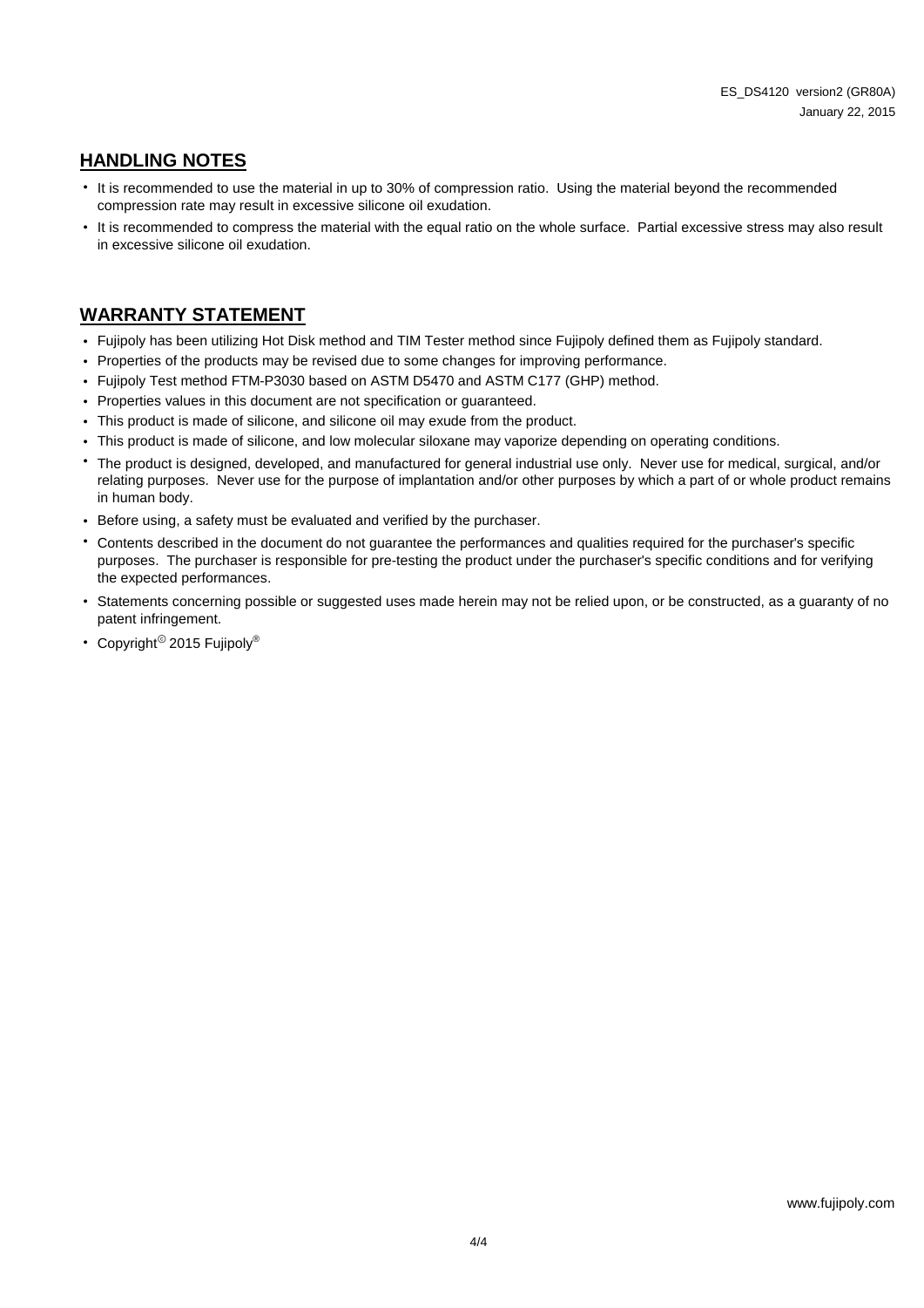## HANDLING NOTES

- It is recommended to use the material in up to 30% of compression ratio. Using the material beyond the recommended compression rate may result in excessive silicone oil exudation.
- It is recommended to compress the material with the equal ratio on the whole surface. Partial excessive stress may also result in excessive silicone oil exudation.

## WARRANTY STATEMENT

- Fujipoly has been utilizing Hot Disk method and TIM Tester method since Fujipoly defined them as Fujipoly standard.
- Properties of the products may be revised due to some changes for improving performance.
- Fujipoly Test method FTM-P3030 based on ASTM D5470 and ASTM C177 (GHP) method.
- Properties values in this document are not specification or guaranteed.
- This product is made of silicone, and silicone oil may exude from the product.
- This product is made of silicone, and low molecular siloxane may vaporize depending on operating conditions.
- The product is designed, developed, and manufactured for general industrial use only. Never use for medical, surgical, and/or relating purposes. Never use for the purpose of implantation and/or other purposes by which a part of or whole product remains in human body.
- Before using, a safety must be evaluated and verified by the purchaser.
- Contents described in the document do not guarantee the performances and qualities required for the purchaser's specific purposes. The purchaser is responsible for pre-testing the product under the purchaser's specific conditions and for verifying the expected performances.
- Statements concerning possible or suggested uses made herein may not be relied upon, or be constructed, as a guaranty of no patent infringement.
- Copyright© 2015 Fujipoly®

www.fujipoly.com